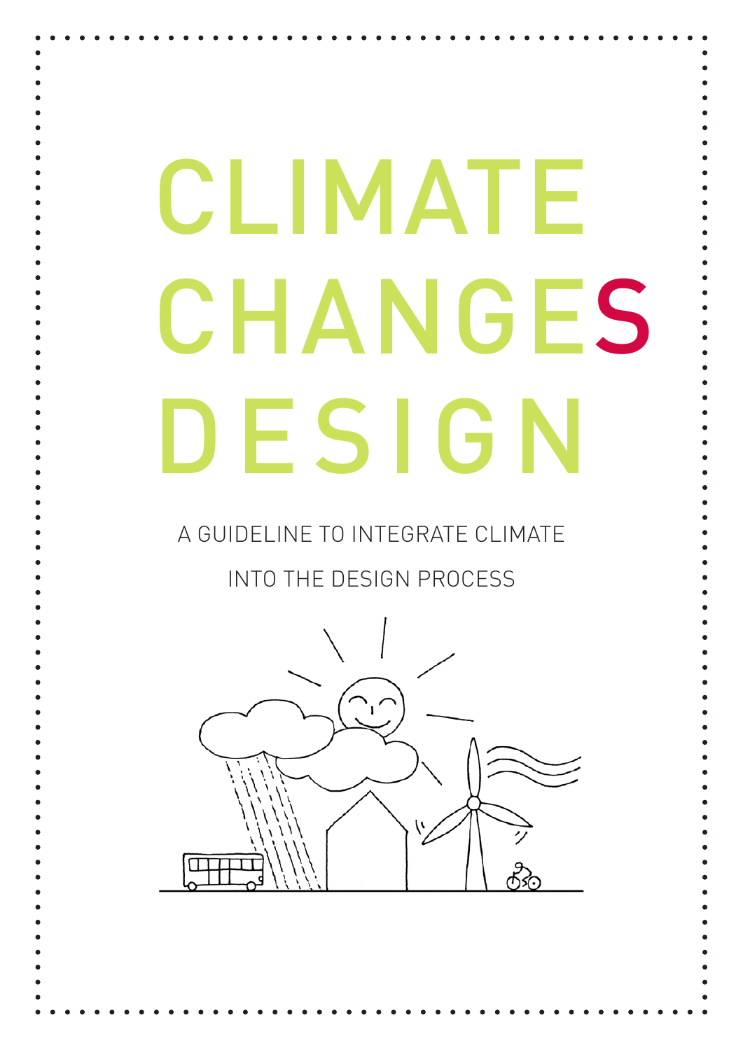# CLIMATE CHANGES DESIGN

A GUIDELINE TO INTEGRATE CLIMATE INTO THE DESIGN PROCESS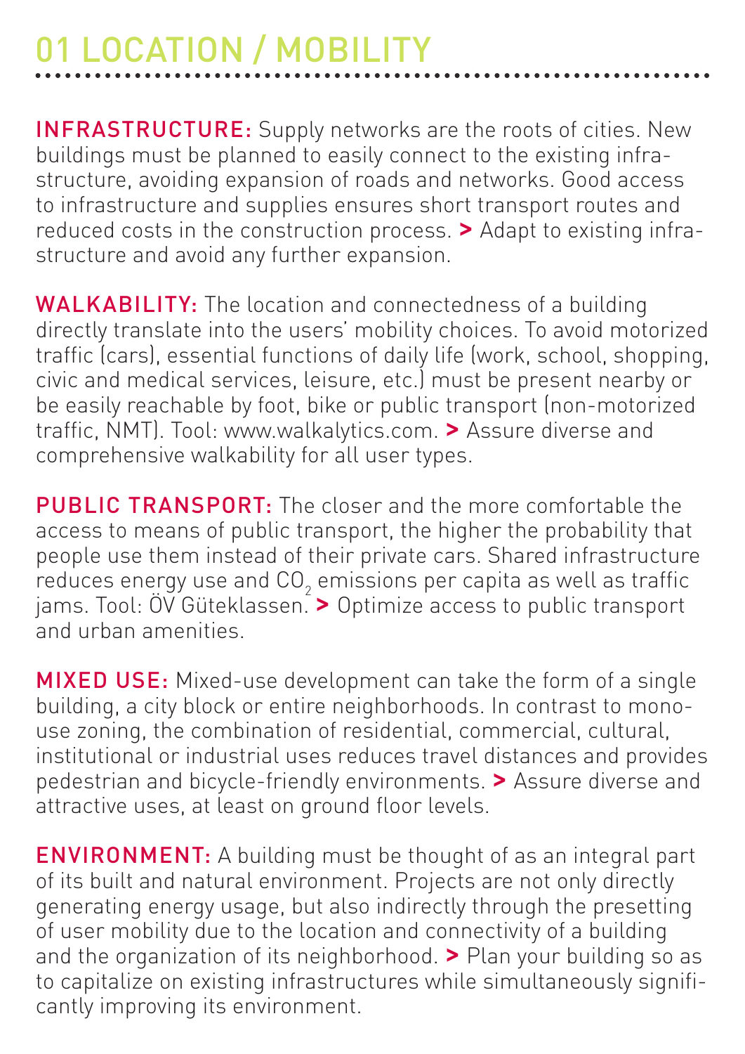# 01 LOCATION / MOBILITY

**INFRASTRUCTURE:** Supply networks are the roots of cities. New buildings must be planned to easily connect to the existing infrastructure, avoiding expansion of roads and networks. Good access to infrastructure and supplies ensures short transport routes and reduced costs in the construction process. **>** Adapt to existing infrastructure and avoid any further expansion.

**WALKABILITY:** The location and connectedness of a building directly translate into the users' mobility choices. To avoid motorized traffic (cars), essential functions of daily life (work, school, shopping, civic and medical services, leisure, etc.) must be present nearby or be easily reachable by foot, bike or public transport (non-motorized traffic, NMT). Tool: www.walkalytics.com. **>** Assure diverse and comprehensive walkability for all user types.

**PUBLIC TRANSPORT:** The closer and the more comfortable the access to means of public transport, the higher the probability that people use them instead of their private cars. Shared infrastructure reduces energy use and $CO_2$ emissions per capita as well as traffic jams. Tool: ÖV Güteklassen. **>** Optimize access to public transport and urban amenities.

**MIXED USE:** Mixed-use development can take the form of a single building, a city block or entire neighborhoods. In contrast to mono-use zoning, the combination of residential, commercial, cultural, institutional or industrial uses reduces travel distances and provides pedestrian and bicycle-friendly environments. **>** Assure diverse and attractive uses, at least on ground floor levels.

**ENVIRONMENT:** A building must be thought of as an integral part of its built and natural environment. Projects are not only directly generating energy usage, but also indirectly through the presetting of user mobility due to the location and connectivity of a building and the organization of its neighborhood. **>** Plan your building so as to capitalize on existing infrastructures while simultaneously significantly improving its environment.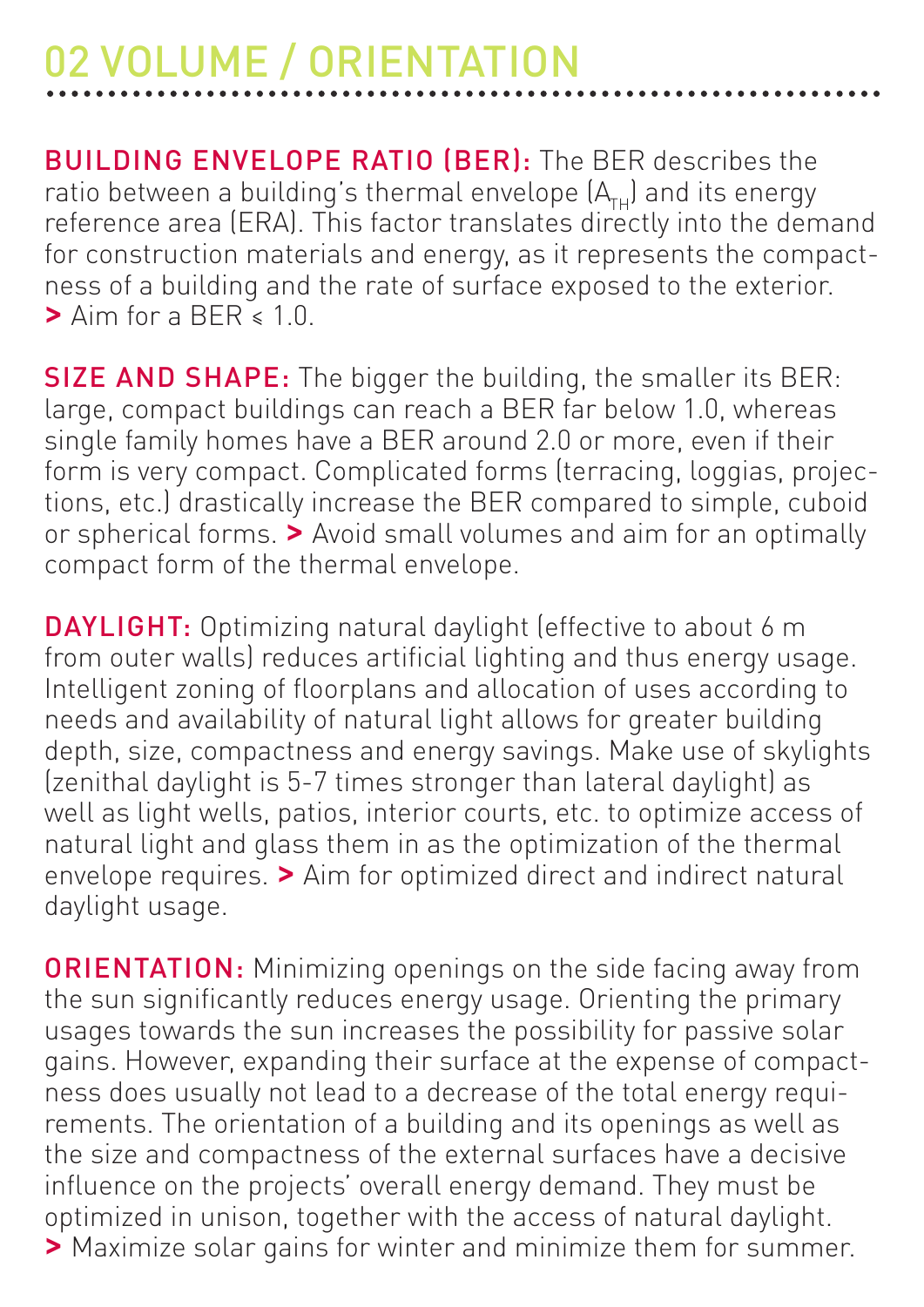# 02 VOLUME / ORIENTATION

**BUILDING ENVELOPE RATIO (BER):** The BER describes the ratio between a building's thermal envelope ($A_{TH}$) and its energy reference area (ERA). This factor translates directly into the demand for construction materials and energy, as it represents the compactness of a building and the rate of surface exposed to the exterior. **>** Aim for a BER $\leqslant$ 1.0.

**SIZE AND SHAPE:** The bigger the building, the smaller its BER: large, compact buildings can reach a BER far below 1.0, whereas single family homes have a BER around 2.0 or more, even if their form is very compact. Complicated forms (terracing, loggias, projections, etc.) drastically increase the BER compared to simple, cuboid or spherical forms. **>** Avoid small volumes and aim for an optimally compact form of the thermal envelope.

**DAYLIGHT:** Optimizing natural daylight (effective to about 6 m from outer walls) reduces artificial lighting and thus energy usage. Intelligent zoning of floorplans and allocation of uses according to needs and availability of natural light allows for greater building depth, size, compactness and energy savings. Make use of skylights (zenithal daylight is 5-7 times stronger than lateral daylight) as well as light wells, patios, interior courts, etc. to optimize access of natural light and glass them in as the optimization of the thermal envelope requires. **>** Aim for optimized direct and indirect natural daylight usage.

**ORIENTATION:** Minimizing openings on the side facing away from the sun significantly reduces energy usage. Orienting the primary usages towards the sun increases the possibility for passive solar gains. However, expanding their surface at the expense of compactness does usually not lead to a decrease of the total energy requirements. The orientation of a building and its openings as well as the size and compactness of the external surfaces have a decisive influence on the projects' overall energy demand. They must be optimized in unison, together with the access of natural daylight. **>** Maximize solar gains for winter and minimize them for summer.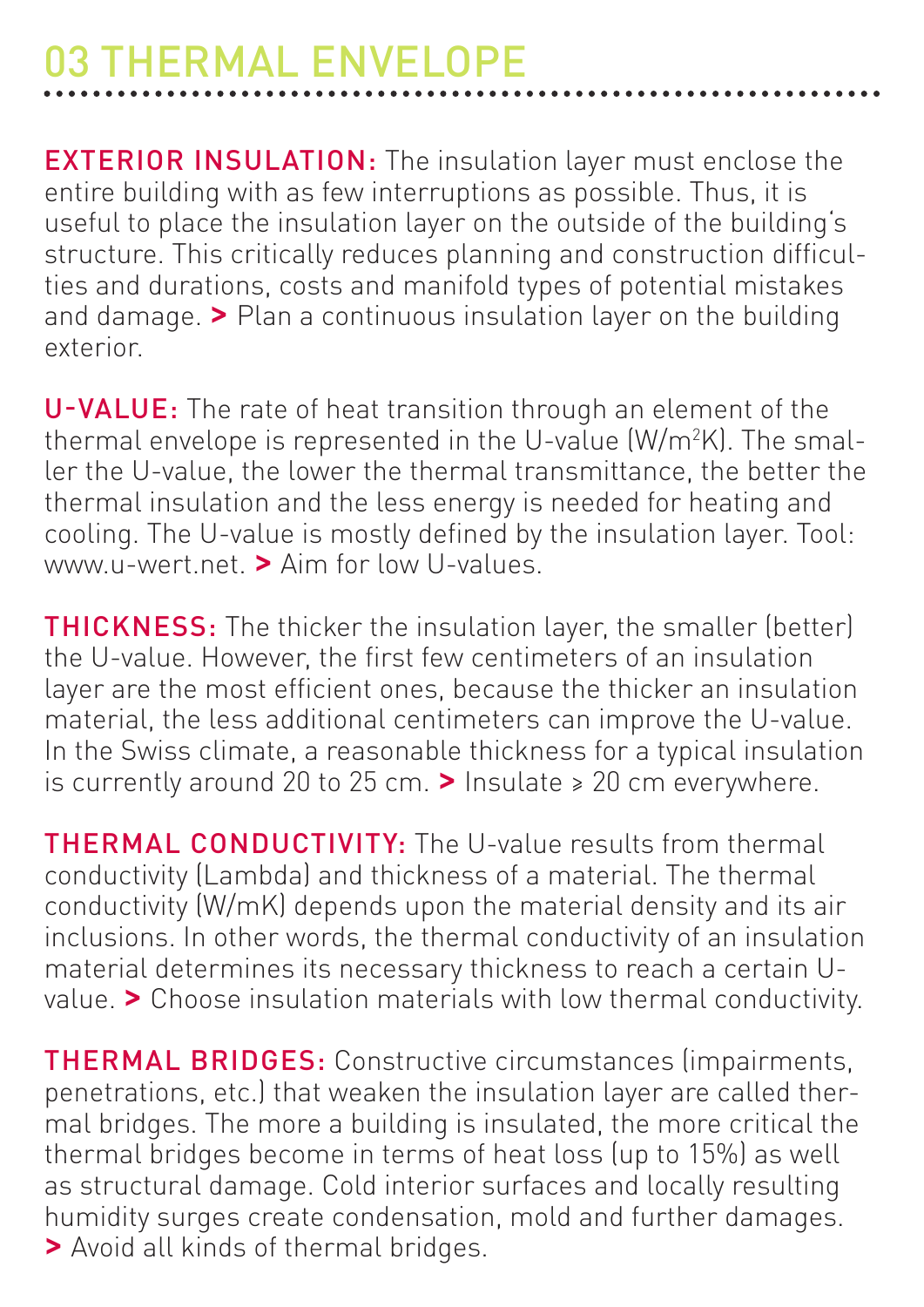# 03 THERMAL ENVELOPE

**EXTERIOR INSULATION:** The insulation layer must enclose the entire building with as few interruptions as possible. Thus, it is useful to place the insulation layer on the outside of the building's structure. This critically reduces planning and construction difficulties and durations, costs and manifold types of potential mistakes and damage. **>** Plan a continuous insulation layer on the building exterior.

**U-VALUE:** The rate of heat transition through an element of the thermal envelope is represented in the U-value (W/m²K). The smaller the U-value, the lower the thermal transmittance, the better the thermal insulation and the less energy is needed for heating and cooling. The U-value is mostly defined by the insulation layer. Tool: www.u-wert.net. **>** Aim for low U-values.

**THICKNESS:** The thicker the insulation layer, the smaller (better) the U-value. However, the first few centimeters of an insulation layer are the most efficient ones, because the thicker an insulation material, the less additional centimeters can improve the U-value. In the Swiss climate, a reasonable thickness for a typical insulation is currently around 20 to 25 cm. **>** Insulate ⩾ 20 cm everywhere.

**THERMAL CONDUCTIVITY:** The U-value results from thermal conductivity (Lambda) and thickness of a material. The thermal conductivity (W/mK) depends upon the material density and its air inclusions. In other words, the thermal conductivity of an insulation material determines its necessary thickness to reach a certain U-value. **>** Choose insulation materials with low thermal conductivity.

**THERMAL BRIDGES:** Constructive circumstances (impairments, penetrations, etc.) that weaken the insulation layer are called thermal bridges. The more a building is insulated, the more critical the thermal bridges become in terms of heat loss (up to 15%) as well as structural damage. Cold interior surfaces and locally resulting humidity surges create condensation, mold and further damages. **>** Avoid all kinds of thermal bridges.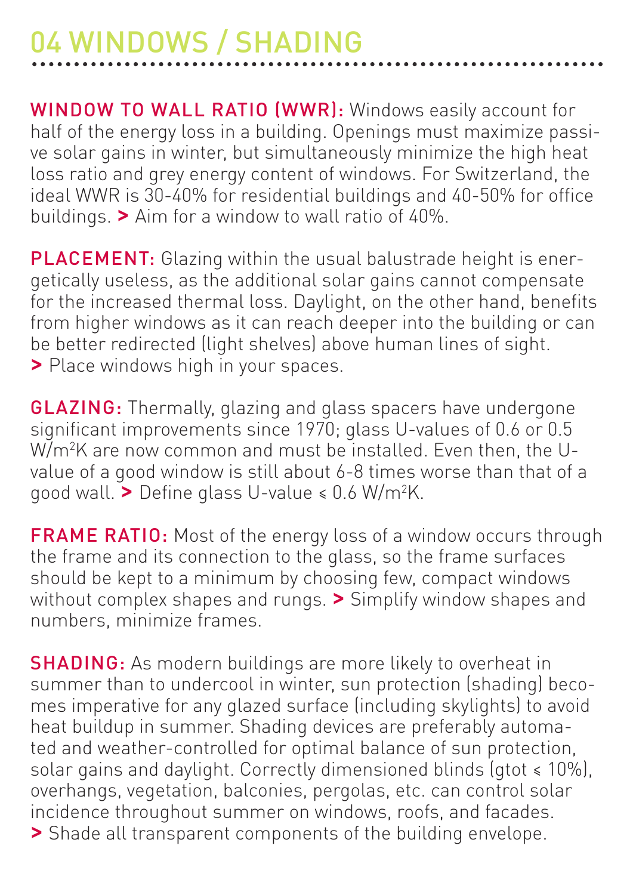# 04 WINDOWS / SHADING

**WINDOW TO WALL RATIO (WWR):** Windows easily account for half of the energy loss in a building. Openings must maximize passive solar gains in winter, but simultaneously minimize the high heat loss ratio and grey energy content of windows. For Switzerland, the ideal WWR is 30-40% for residential buildings and 40-50% for office buildings. **>** Aim for a window to wall ratio of 40%.

**PLACEMENT:** Glazing within the usual balustrade height is energetically useless, as the additional solar gains cannot compensate for the increased thermal loss. Daylight, on the other hand, benefits from higher windows as it can reach deeper into the building or can be better redirected (light shelves) above human lines of sight. **>** Place windows high in your spaces.

**GLAZING:** Thermally, glazing and glass spacers have undergone significant improvements since 1970; glass U-values of 0.6 or 0.5 $W/m^2K$ are now common and must be installed. Even then, the U-value of a good window is still about 6-8 times worse than that of a good wall. **>** Define glass U-value ≤ 0.6 $W/m^2K$.

**FRAME RATIO:** Most of the energy loss of a window occurs through the frame and its connection to the glass, so the frame surfaces should be kept to a minimum by choosing few, compact windows without complex shapes and rungs. **>** Simplify window shapes and numbers, minimize frames.

**SHADING:** As modern buildings are more likely to overheat in summer than to undercool in winter, sun protection (shading) becomes imperative for any glazed surface (including skylights) to avoid heat buildup in summer. Shading devices are preferably automated and weather-controlled for optimal balance of sun protection, solar gains and daylight. Correctly dimensioned blinds (gtot ≤ 10%), overhangs, vegetation, balconies, pergolas, etc. can control solar incidence throughout summer on windows, roofs, and facades. **>** Shade all transparent components of the building envelope.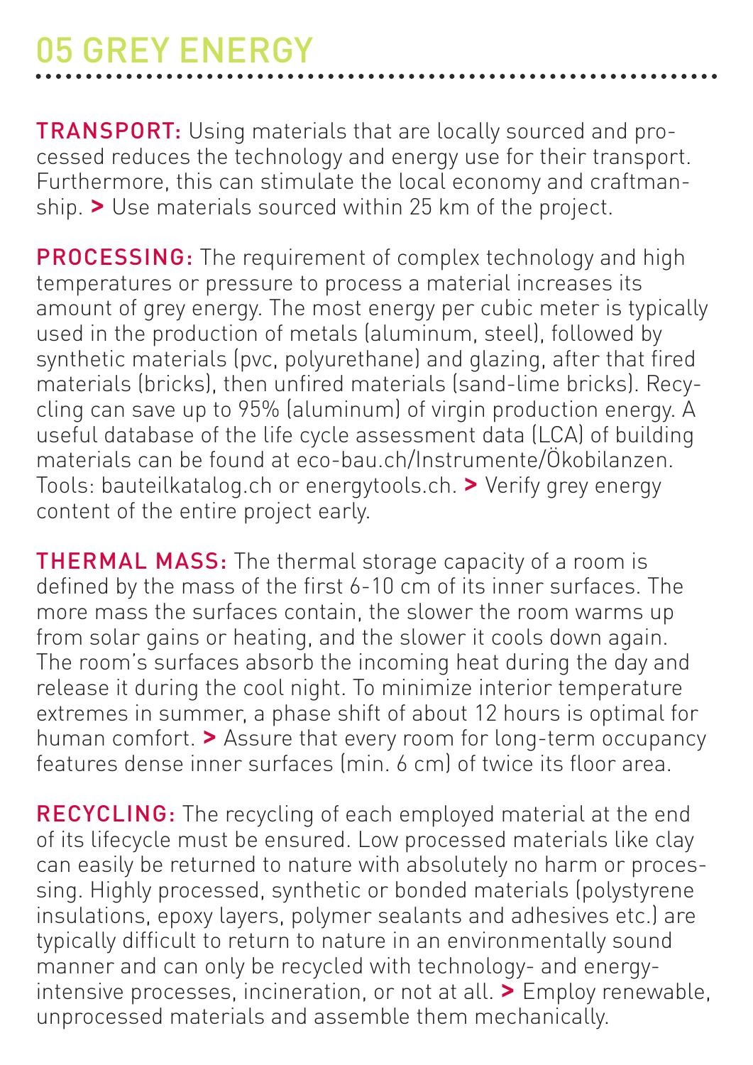# 05 GREY ENERGY

**TRANSPORT:** Using materials that are locally sourced and processed reduces the technology and energy use for their transport. Furthermore, this can stimulate the local economy and craftmanship. **>** Use materials sourced within 25 km of the project.

**PROCESSING:** The requirement of complex technology and high temperatures or pressure to process a material increases its amount of grey energy. The most energy per cubic meter is typically used in the production of metals (aluminum, steel), followed by synthetic materials (pvc, polyurethane) and glazing, after that fired materials (bricks), then unfired materials (sand-lime bricks). Recycling can save up to 95% (aluminum) of virgin production energy. A useful database of the life cycle assessment data (LCA) of building materials can be found at eco-bau.ch/Instrumente/Ökobilanzen. Tools: bauteilkatalog.ch or energytools.ch. **>** Verify grey energy content of the entire project early.

**THERMAL MASS:** The thermal storage capacity of a room is defined by the mass of the first 6-10 cm of its inner surfaces. The more mass the surfaces contain, the slower the room warms up from solar gains or heating, and the slower it cools down again. The room's surfaces absorb the incoming heat during the day and release it during the cool night. To minimize interior temperature extremes in summer, a phase shift of about 12 hours is optimal for human comfort. **>** Assure that every room for long-term occupancy features dense inner surfaces (min. 6 cm) of twice its floor area.

**RECYCLING:** The recycling of each employed material at the end of its lifecycle must be ensured. Low processed materials like clay can easily be returned to nature with absolutely no harm or processing. Highly processed, synthetic or bonded materials (polystyrene insulations, epoxy layers, polymer sealants and adhesives etc.) are typically difficult to return to nature in an environmentally sound manner and can only be recycled with technology- and energy-intensive processes, incineration, or not at all. **>** Employ renewable, unprocessed materials and assemble them mechanically.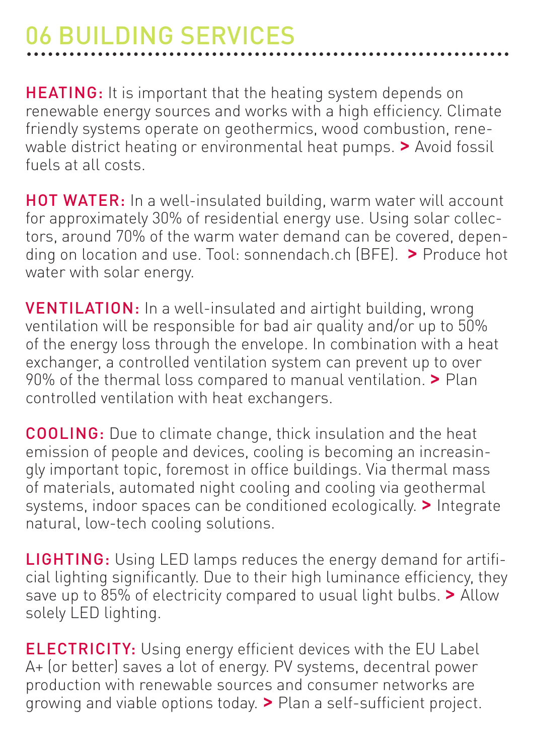# 06 BUILDING SERVICES

**HEATING:** It is important that the heating system depends on renewable energy sources and works with a high efficiency. Climate friendly systems operate on geothermics, wood combustion, renewable district heating or environmental heat pumps. **>** Avoid fossil fuels at all costs.

**HOT WATER:** In a well-insulated building, warm water will account for approximately 30% of residential energy use. Using solar collectors, around 70% of the warm water demand can be covered, depending on location and use. Tool: sonnendach.ch (BFE). **>** Produce hot water with solar energy.

**VENTILATION:** In a well-insulated and airtight building, wrong ventilation will be responsible for bad air quality and/or up to 50% of the energy loss through the envelope. In combination with a heat exchanger, a controlled ventilation system can prevent up to over 90% of the thermal loss compared to manual ventilation. **>** Plan controlled ventilation with heat exchangers.

**COOLING:** Due to climate change, thick insulation and the heat emission of people and devices, cooling is becoming an increasingly important topic, foremost in office buildings. Via thermal mass of materials, automated night cooling and cooling via geothermal systems, indoor spaces can be conditioned ecologically. **>** Integrate natural, low-tech cooling solutions.

**LIGHTING:** Using LED lamps reduces the energy demand for artificial lighting significantly. Due to their high luminance efficiency, they save up to 85% of electricity compared to usual light bulbs. **>** Allow solely LED lighting.

**ELECTRICITY:** Using energy efficient devices with the EU Label A+ (or better) saves a lot of energy. PV systems, decentral power production with renewable sources and consumer networks are growing and viable options today. **>** Plan a self-sufficient project.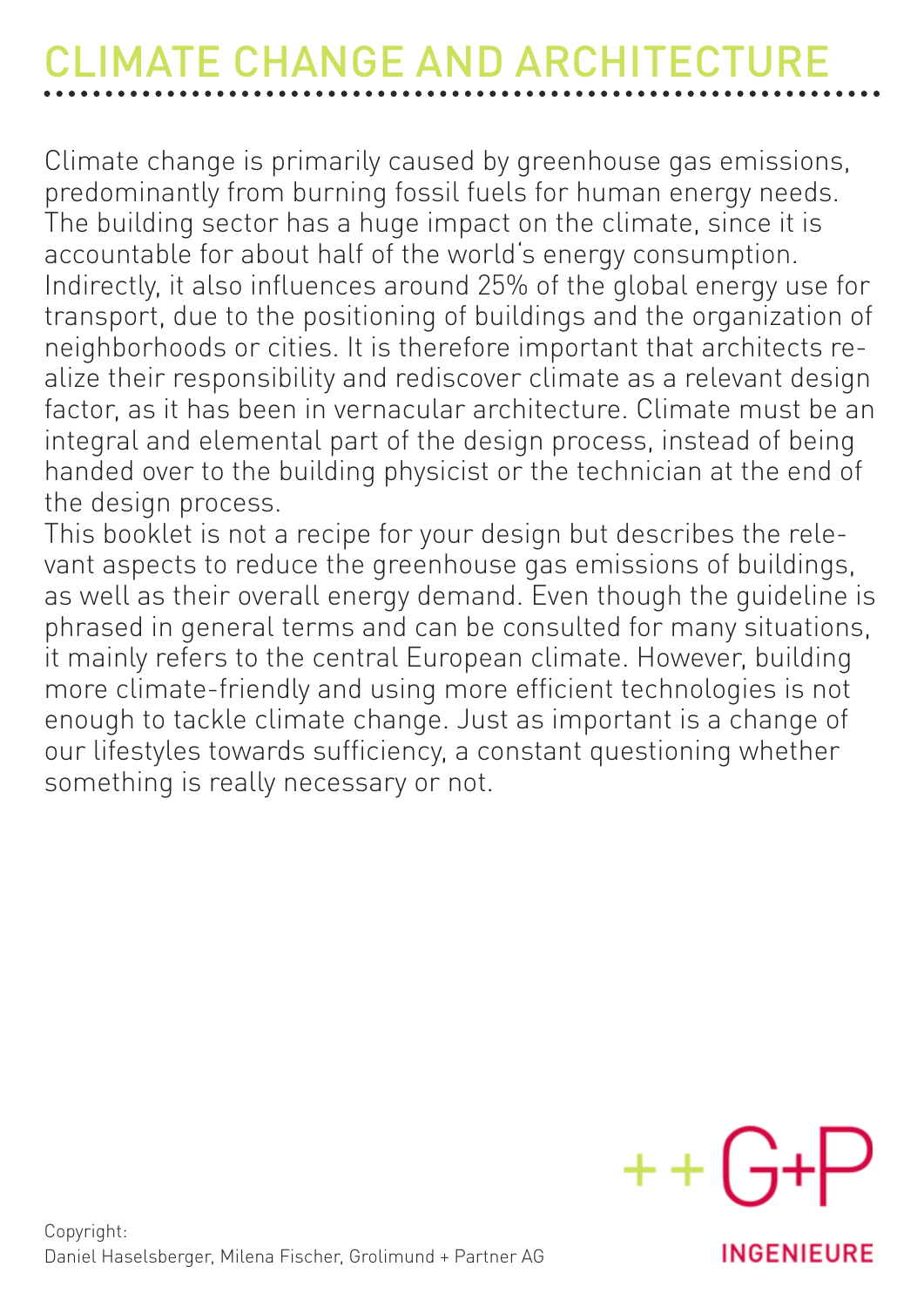# CLIMATE CHANGE AND ARCHITECTURE

Climate change is primarily caused by greenhouse gas emissions, predominantly from burning fossil fuels for human energy needs. The building sector has a huge impact on the climate, since it is accountable for about half of the world's energy consumption. Indirectly, it also influences around 25% of the global energy use for transport, due to the positioning of buildings and the organization of neighborhoods or cities. It is therefore important that architects realize their responsibility and rediscover climate as a relevant design factor, as it has been in vernacular architecture. Climate must be an integral and elemental part of the design process, instead of being handed over to the building physicist or the technician at the end of the design process.

This booklet is not a recipe for your design but describes the relevant aspects to reduce the greenhouse gas emissions of buildings, as well as their overall energy demand. Even though the guideline is phrased in general terms and can be consulted for many situations, it mainly refers to the central European climate. However, building more climate-friendly and using more efficient technologies is not enough to tackle climate change. Just as important is a change of our lifestyles towards sufficiency, a constant questioning whether something is really necessary or not.

Copyright:
Daniel Haselsberger, Milena Fischer, Grolimund + Partner AG

++G+P

INGENIEURE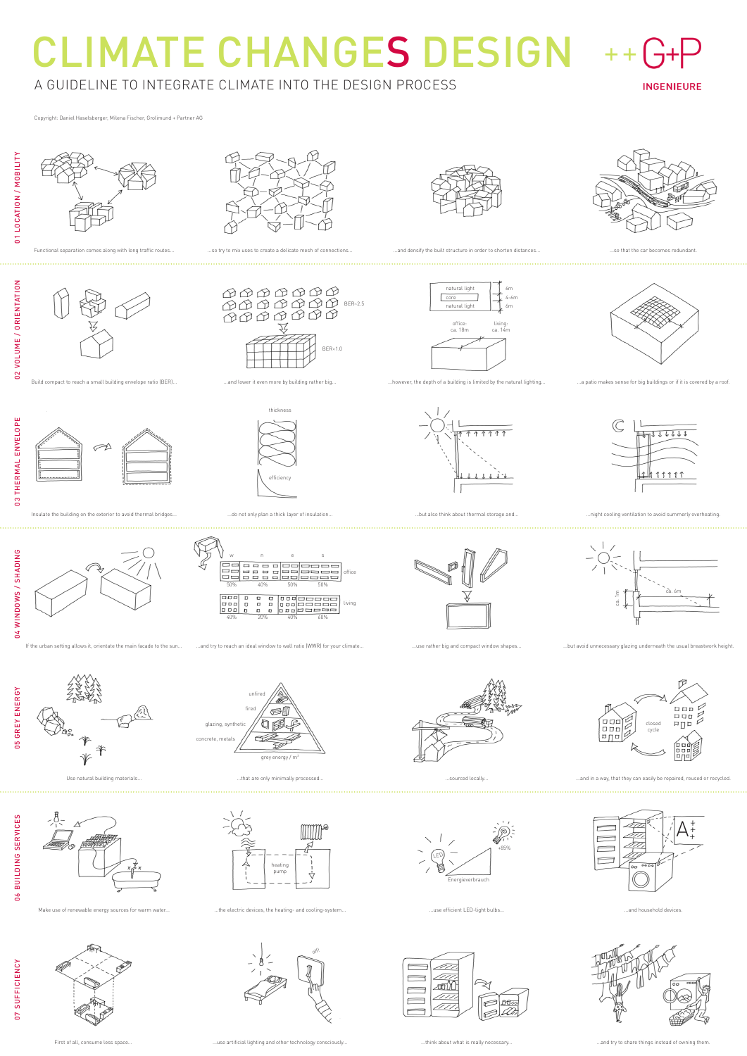# CLIMATE CHANGES DESIGN

A GUIDELINE TO INTEGRATE CLIMATE INTO THE DESIGN PROCESS

++G+P INGENIEURE

Copyright: Daniel Haselsberger, Milena Fischer, Grolimund + Partner AG

## 01 LOCATION / MOBILITY

Functional separation comes along with long traffic routes...

...so try to mix uses to create a delicate mesh of connections...

...and densify the built structure in order to shorten distances...

...so that the car becomes redundant.

## 02 VOLUME / ORIENTATION

Build compact to reach a small building envelope ratio (BER)...

BER~2.5

BER~1.0

...and lower it even more by building rather big...

natural light
core
natural light
6m
4-6m
6m
office: ca. 18m
living: ca. 14m

...however, the depth of a building is limited by the natural lighting...

...a patio makes sense for big buildings or if it is covered by a roof.

## 03 THERMAL ENVELOPE

Insulate the building on the exterior to avoid thermal bridges...

thickness
efficiency

...do not only plan a thick layer of insulation...

...but also think about thermal storage and...

...night cooling ventilation to avoid summerly overheating.

## 04 WINDOWS / SHADING

If the urban setting allows it, orientate the main facade to the sun...

w n e s
office: 50% 40% 50% 50%
living: 40% 20% 40% 60%

...and try to reach an ideal window to wall ratio (WWR) for your climate...

...use rather big and compact window shapes...

ca. 1m
ca. 6m

...but avoid unnecessary glazing underneath the usual breastwork height.

## 05 GREY ENERGY

Use natural building materials...

unfired
fired
glazing, synthetic
concrete, metals
grey energy / m²

...that are only minimally processed...

...sourced locally...

closed cycle

...and in a way, that they can easily be repaired, reused or recycled.

## 06 BUILDING SERVICES

Make use of renewable energy sources for warm water...

heating pump

...the electric devices, the heating- and cooling-system...

LED
+85%
Energieverbrauch

...use efficient LED-light bulbs...

A+++

...and household devices.

## 07 SUFFICIENCY

First of all, consume less space...

...use artificial lighting and other technology consciously...

...think about what is really necessary...

...and try to share things instead of owning them.